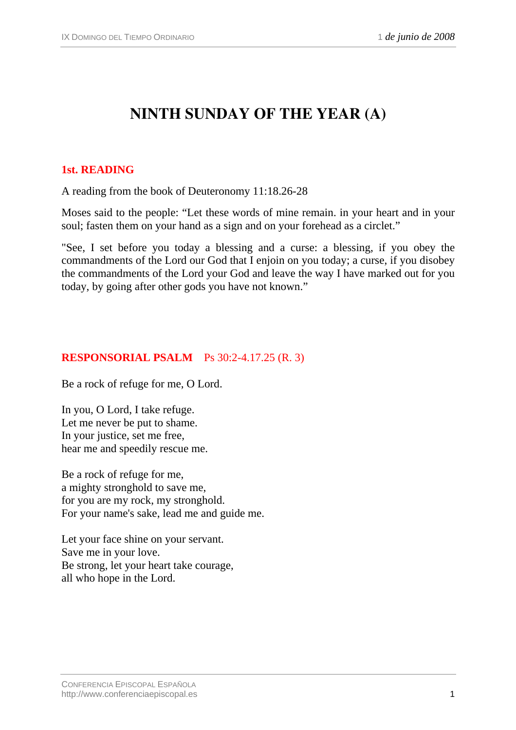# NINTH SUNDAY OF THE YEAR (A)

## 1st. READING

A reading from the book of Deuteronomy 11:18.26-28

Moses said to the people: “Let these words of mine remain. in your heart and in your soul; fasten them on your hand as a sign and on your forehead as a circlet.”

"See, I set before you today a blessing and a curse: a blessing, if you obey the commandments of the Lord our God that I enjoin on you today; a curse, if you disobey the commandments of the Lord your God and leave the way I have marked out for you today, by going after other gods you have not known.”

## RESPONSORIAL PSALM Ps 30:2-4.17.25 (R. 3)

Be a rock of refuge for me, O Lord.

In you, O Lord, I take refuge.  
Let me never be put to shame.  
In your justice, set me free,  
hear me and speedily rescue me.

Be a rock of refuge for me,  
a mighty stronghold to save me,  
for you are my rock, my stronghold.  
For your name's sake, lead me and guide me.

Let your face shine on your servant.  
Save me in your love.  
Be strong, let your heart take courage,  
all who hope in the Lord.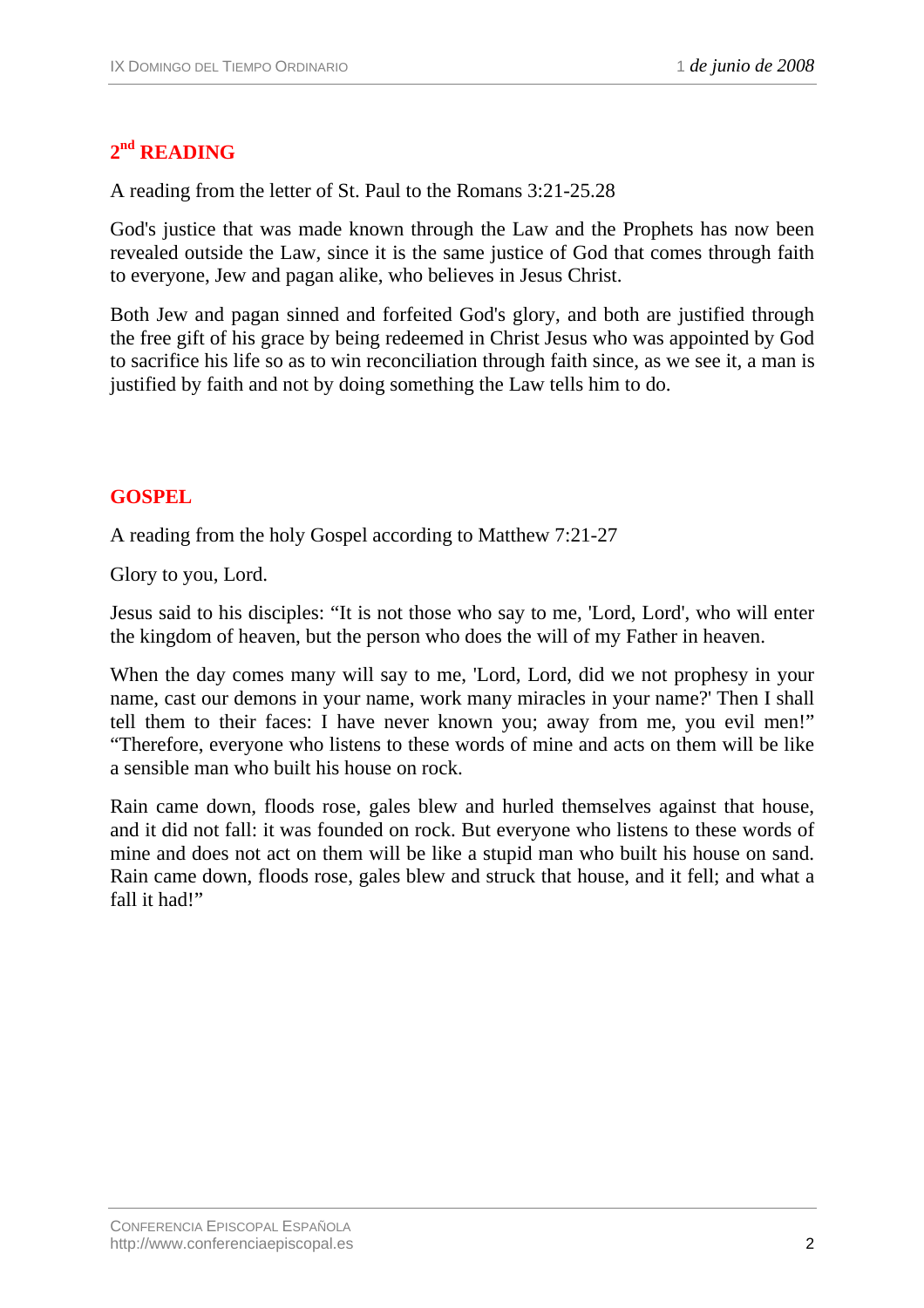## 2nd READING

A reading from the letter of St. Paul to the Romans 3:21-25.28

God's justice that was made known through the Law and the Prophets has now been revealed outside the Law, since it is the same justice of God that comes through faith to everyone, Jew and pagan alike, who believes in Jesus Christ.

Both Jew and pagan sinned and forfeited God's glory, and both are justified through the free gift of his grace by being redeemed in Christ Jesus who was appointed by God to sacrifice his life so as to win reconciliation through faith since, as we see it, a man is justified by faith and not by doing something the Law tells him to do.

## GOSPEL

A reading from the holy Gospel according to Matthew 7:21-27

Glory to you, Lord.

Jesus said to his disciples: "It is not those who say to me, 'Lord, Lord', who will enter the kingdom of heaven, but the person who does the will of my Father in heaven.

When the day comes many will say to me, 'Lord, Lord, did we not prophesy in your name, cast our demons in your name, work many miracles in your name?' Then I shall tell them to their faces: I have never known you; away from me, you evil men!" "Therefore, everyone who listens to these words of mine and acts on them will be like a sensible man who built his house on rock.

Rain came down, floods rose, gales blew and hurled themselves against that house, and it did not fall: it was founded on rock. But everyone who listens to these words of mine and does not act on them will be like a stupid man who built his house on sand. Rain came down, floods rose, gales blew and struck that house, and it fell; and what a fall it had!"